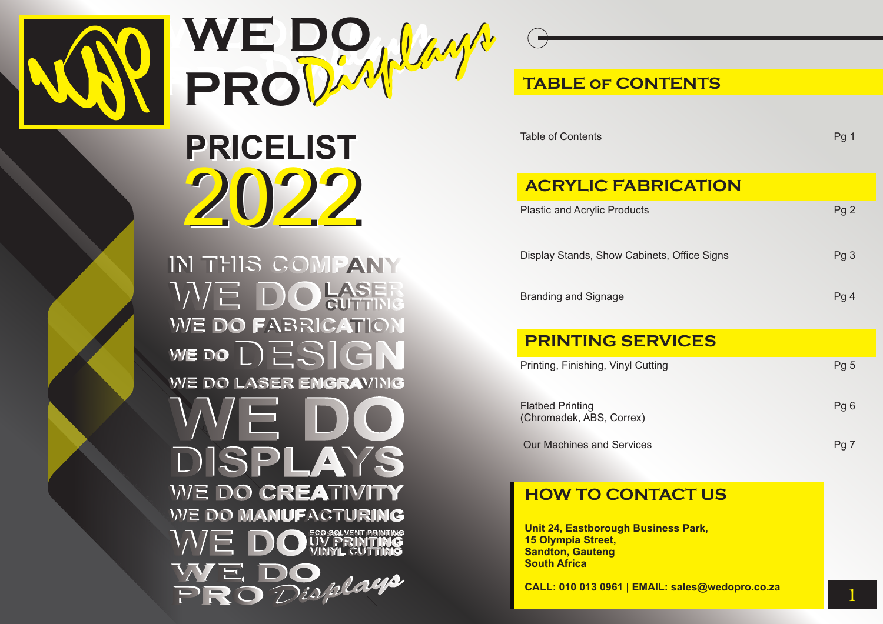# WE DO PRO *Displays*

## PRICELIST 2022

IN THIS COMPANY
WE DO LASER CUTTING
WE DO FABRICATION
WE DO DESIGN
WE DO LASER ENGRAVING
WE DO DISPLAYS
WE DO CREATIVITY
WE DO MANUFACTURING
WE DO ECO SOLVENT PRINTING UV PRINTING VINYL CUTTING
WE DO PRO *Displays*

## TABLE OF CONTENTS

| | |
|---|---|
| Table of Contents | Pg 1 |

### ACRYLIC FABRICATION

| | |
|---|---|
| Plastic and Acrylic Products | Pg 2 |
| Display Stands, Show Cabinets, Office Signs | Pg 3 |
| Branding and Signage | Pg 4 |

### PRINTING SERVICES

| | |
|---|---|
| Printing, Finishing, Vinyl Cutting | Pg 5 |
| Flatbed Printing (Chromadek, ABS, Correx) | Pg 6 |
| Our Machines and Services | Pg 7 |

## HOW TO CONTACT US

**Unit 24, Eastborough Business Park,**
**15 Olympia Street,**
**Sandton, Gauteng**
**South Africa**

**CALL: 010 013 0961 | EMAIL: sales@wedopro.co.za**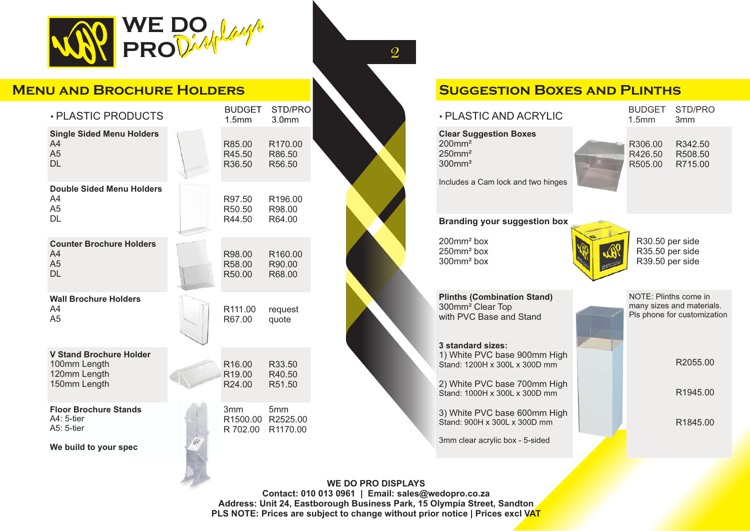# WE DO PRO Displays

## Menu and Brochure Holders

| • PLASTIC PRODUCTS | BUDGET 1.5mm | STD/PRO 3.0mm |
|---|---|---|
| **Single Sided Menu Holders** | | |
| A4 | R85.00 | R170.00 |
| A5 | R45.50 | R86.50 |
| DL | R36.50 | R56.50 |
| **Double Sided Menu Holders** | | |
| A4 | R97.50 | R196.00 |
| A5 | R50.50 | R98.00 |
| DL | R44.50 | R64.00 |
| **Counter Brochure Holders** | | |
| A4 | R98.00 | R160.00 |
| A5 | R58.00 | R90.00 |
| DL | R50.00 | R68.00 |
| **Wall Brochure Holders** | | |
| A4 | R111.00 | request quote |
| A5 | R67.00 | |
| **V Stand Brochure Holder** | | |
| 100mm Length | R16.00 | R33.50 |
| 120mm Length | R19.00 | R40.50 |
| 150mm Length | R24.00 | R51.50 |
| **Floor Brochure Stands** | 3mm | 5mm |
| A4: 5-tier | R1500.00 | R2525.00 |
| A5: 5-tier | R 702.00 | R1170.00 |

**We build to your spec**

## Suggestion Boxes and Plinths

| • PLASTIC AND ACRYLIC | BUDGET 1.5mm | STD/PRO 3mm |
|---|---|---|
| **Clear Suggestion Boxes** | | |
| 200mm² | R306.00 | R342.50 |
| 250mm² | R426.50 | R508.50 |
| 300mm² | R505.00 | R715.00 |

Includes a Cam lock and two hinges

**Branding your suggestion box**

| Size | Price |
|---|---|
| 200mm² box | R30.50 per side |
| 250mm² box | R35.50 per side |
| 300mm² box | R39.50 per side |

**Plinths (Combination Stand)**
300mm² Clear Top
with PVC Base and Stand

NOTE: Plinths come in many sizes and materials. Pls phone for customization

**3 standard sizes:**

| Size | Price |
|---|---|
| 1) White PVC base 900mm High<br>Stand: 1200H x 300L x 300D mm | R2055.00 |
| 2) White PVC base 700mm High<br>Stand: 1000H x 300L x 300D mm | R1945.00 |
| 3) White PVC base 600mm High<br>Stand: 900H x 300L x 300D mm | R1845.00 |

3mm clear acrylic box - 5-sided

**WE DO PRO DISPLAYS**
**Contact: 010 013 0961 | Email: sales@wedopro.co.za**
**Address: Unit 24, Eastborough Business Park, 15 Olympia Street, Sandton**
**PLS NOTE: Prices are subject to change without prior notice | Prices excl VAT**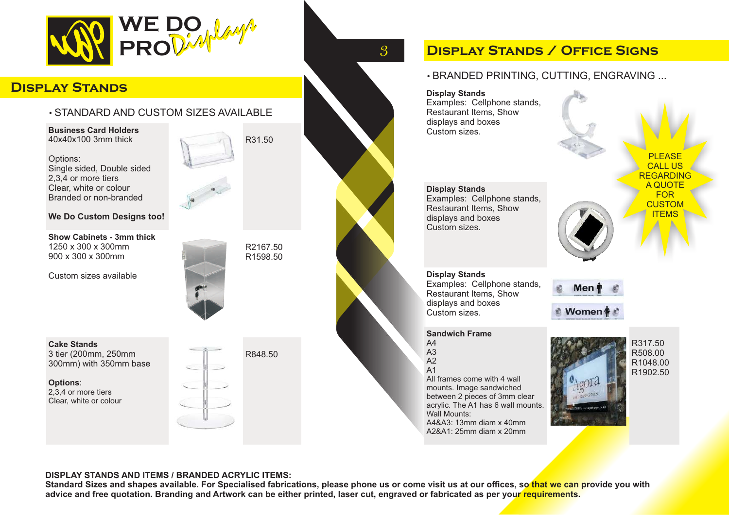WE DO PRO Displays

## Display Stands

• STANDARD AND CUSTOM SIZES AVAILABLE

| Item | Price |
|---|---|
| **Business Card Holders**<br>40x40x100 3mm thick<br><br>Options:<br>Single sided, Double sided<br>2,3,4 or more tiers<br>Clear, white or colour<br>Branded or non-branded<br><br>**We Do Custom Designs too!** | R31.50 |
| **Show Cabinets - 3mm thick**<br>1250 x 300 x 300mm<br>900 x 300 x 300mm<br><br>Custom sizes available | R2167.50<br>R1598.50 |
| **Cake Stands**<br>3 tier (200mm, 250mm 300mm) with 350mm base<br><br>**Options**:<br>2,3,4 or more tiers<br>Clear, white or colour | R848.50 |

## Display Stands / Office Signs

• BRANDED PRINTING, CUTTING, ENGRAVING ...

**Display Stands**
Examples: Cellphone stands, Restaurant Items, Show displays and boxes
Custom sizes.

**Display Stands**
Examples: Cellphone stands, Restaurant Items, Show displays and boxes
Custom sizes.

PLEASE CALL US REGARDING A QUOTE FOR CUSTOM ITEMS

**Display Stands**
Examples: Cellphone stands, Restaurant Items, Show displays and boxes
Custom sizes.

| Item | Price |
|---|---|
| **Sandwich Frame**<br>A4<br>A3<br>A2<br>A1<br>All frames come with 4 wall mounts. Image sandwiched between 2 pieces of 3mm clear acrylic. The A1 has 6 wall mounts.<br>Wall Mounts:<br>A4&A3: 13mm diam x 40mm<br>A2&A1: 25mm diam x 20mm | R317.50<br>R508.00<br>R1048.00<br>R1902.50 |

**DISPLAY STANDS AND ITEMS / BRANDED ACRYLIC ITEMS:**
**Standard Sizes and shapes available. For Specialised fabrications, please phone us or come visit us at our offices, so that we can provide you with advice and free quotation. Branding and Artwork can be either printed, laser cut, engraved or fabricated as per your requirements.**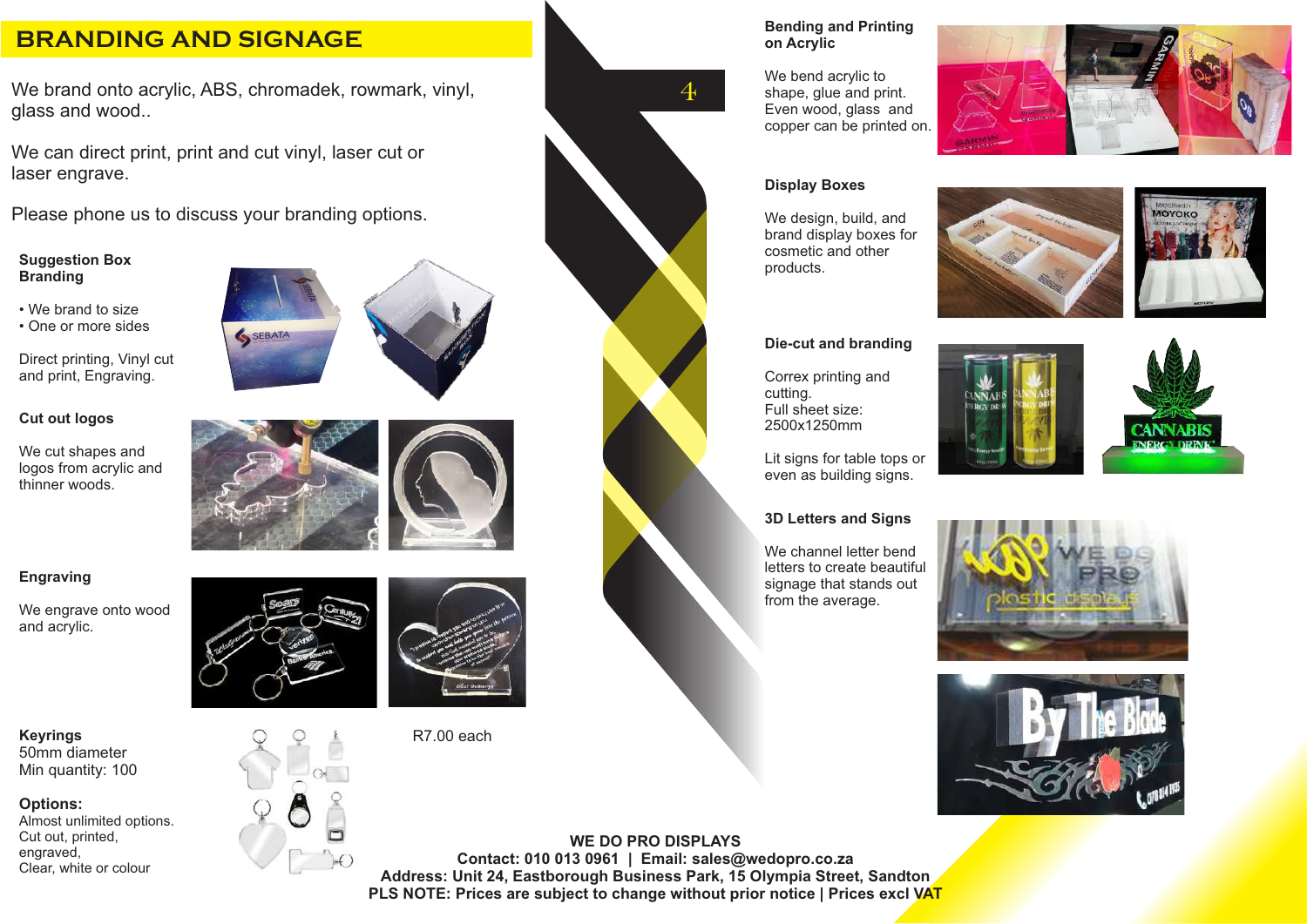# BRANDING AND SIGNAGE

We brand onto acrylic, ABS, chromadek, rowmark, vinyl, glass and wood..

We can direct print, print and cut vinyl, laser cut or laser engrave.

Please phone us to discuss your branding options.

**Suggestion Box Branding**

- We brand to size
- One or more sides

Direct printing, Vinyl cut and print, Engraving.

**Cut out logos**

We cut shapes and logos from acrylic and thinner woods.

**Engraving**

We engrave onto wood and acrylic.

**Keyrings**
50mm diameter
Min quantity: 100

R7.00 each

**Options:**
Almost unlimited options.
Cut out, printed, engraved,
Clear, white or colour

**Bending and Printing on Acrylic**

We bend acrylic to shape, glue and print. Even wood, glass and copper can be printed on.

**Display Boxes**

We design, build, and brand display boxes for cosmetic and other products.

**Die-cut and branding**

Correx printing and cutting.
Full sheet size: 2500x1250mm

Lit signs for table tops or even as building signs.

**3D Letters and Signs**

We channel letter bend letters to create beautiful signage that stands out from the average.

**WE DO PRO DISPLAYS**
**Contact: 010 013 0961 | Email: sales@wedopro.co.za**
**Address: Unit 24, Eastborough Business Park, 15 Olympia Street, Sandton**
**PLS NOTE: Prices are subject to change without prior notice | Prices excl VAT**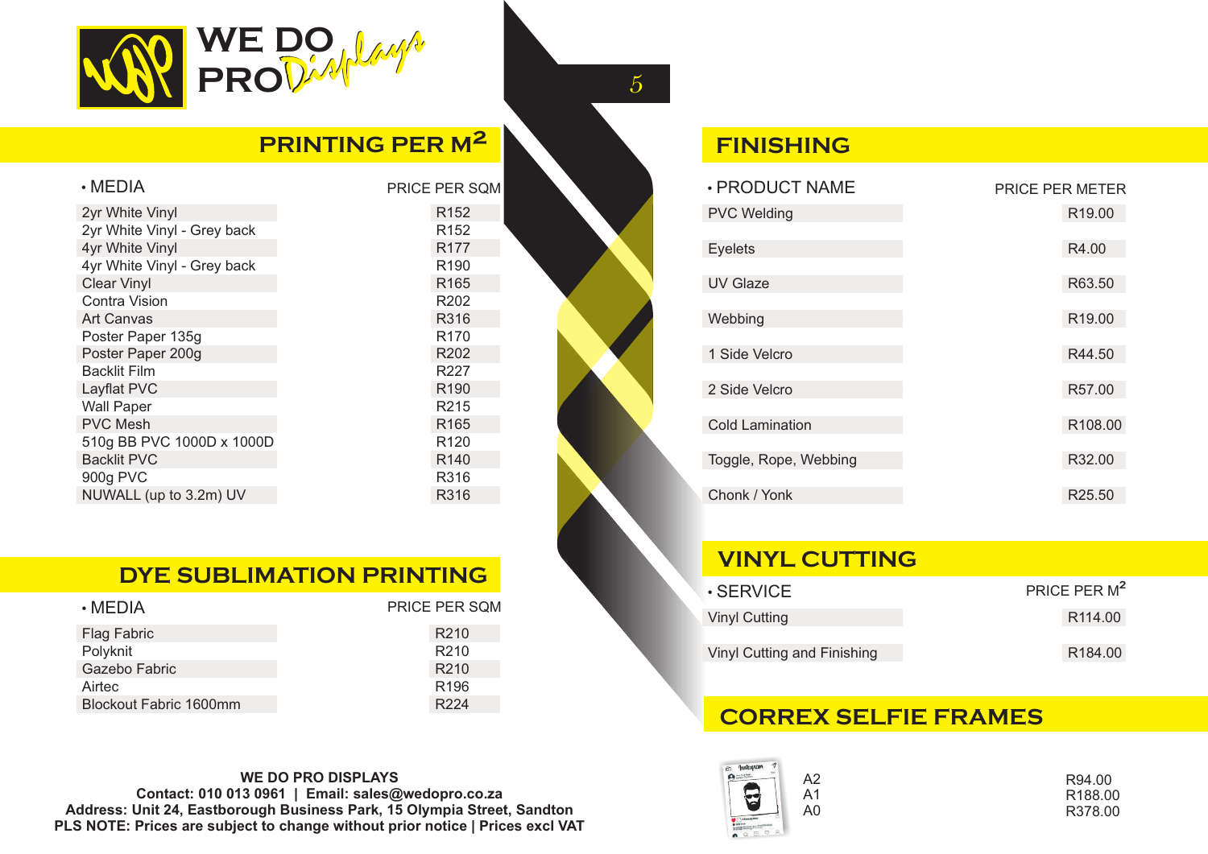WE DO PRO Displays

## PRINTING PER $M^2$

| • MEDIA | PRICE PER SQM |
|---|---|
| 2yr White Vinyl | R152 |
| 2yr White Vinyl - Grey back | R152 |
| 4yr White Vinyl | R177 |
| 4yr White Vinyl - Grey back | R190 |
| Clear Vinyl | R165 |
| Contra Vision | R202 |
| Art Canvas | R316 |
| Poster Paper 135g | R170 |
| Poster Paper 200g | R202 |
| Backlit Film | R227 |
| Layflat PVC | R190 |
| Wall Paper | R215 |
| PVC Mesh | R165 |
| 510g BB PVC 1000D x 1000D | R120 |
| Backlit PVC | R140 |
| 900g PVC | R316 |
| NUWALL (up to 3.2m) UV | R316 |

## DYE SUBLIMATION PRINTING

| • MEDIA | PRICE PER SQM |
|---|---|
| Flag Fabric | R210 |
| Polyknit | R210 |
| Gazebo Fabric | R210 |
| Airtec | R196 |
| Blockout Fabric 1600mm | R224 |

## FINISHING

| • PRODUCT NAME | PRICE PER METER |
|---|---|
| PVC Welding | R19.00 |
| Eyelets | R4.00 |
| UV Glaze | R63.50 |
| Webbing | R19.00 |
| 1 Side Velcro | R44.50 |
| 2 Side Velcro | R57.00 |
| Cold Lamination | R108.00 |
| Toggle, Rope, Webbing | R32.00 |
| Chonk / Yonk | R25.50 |

## VINYL CUTTING

| • SERVICE | PRICE PER $M^2$ |
|---|---|
| Vinyl Cutting | R114.00 |
| Vinyl Cutting and Finishing | R184.00 |

## CORREX SELFIE FRAMES

| Size | Price |
|---|---|
| A2 | R94.00 |
| A1 | R188.00 |
| A0 | R378.00 |

**WE DO PRO DISPLAYS**
**Contact: 010 013 0961 | Email: sales@wedopro.co.za**
**Address: Unit 24, Eastborough Business Park, 15 Olympia Street, Sandton**
**PLS NOTE: Prices are subject to change without prior notice | Prices excl VAT**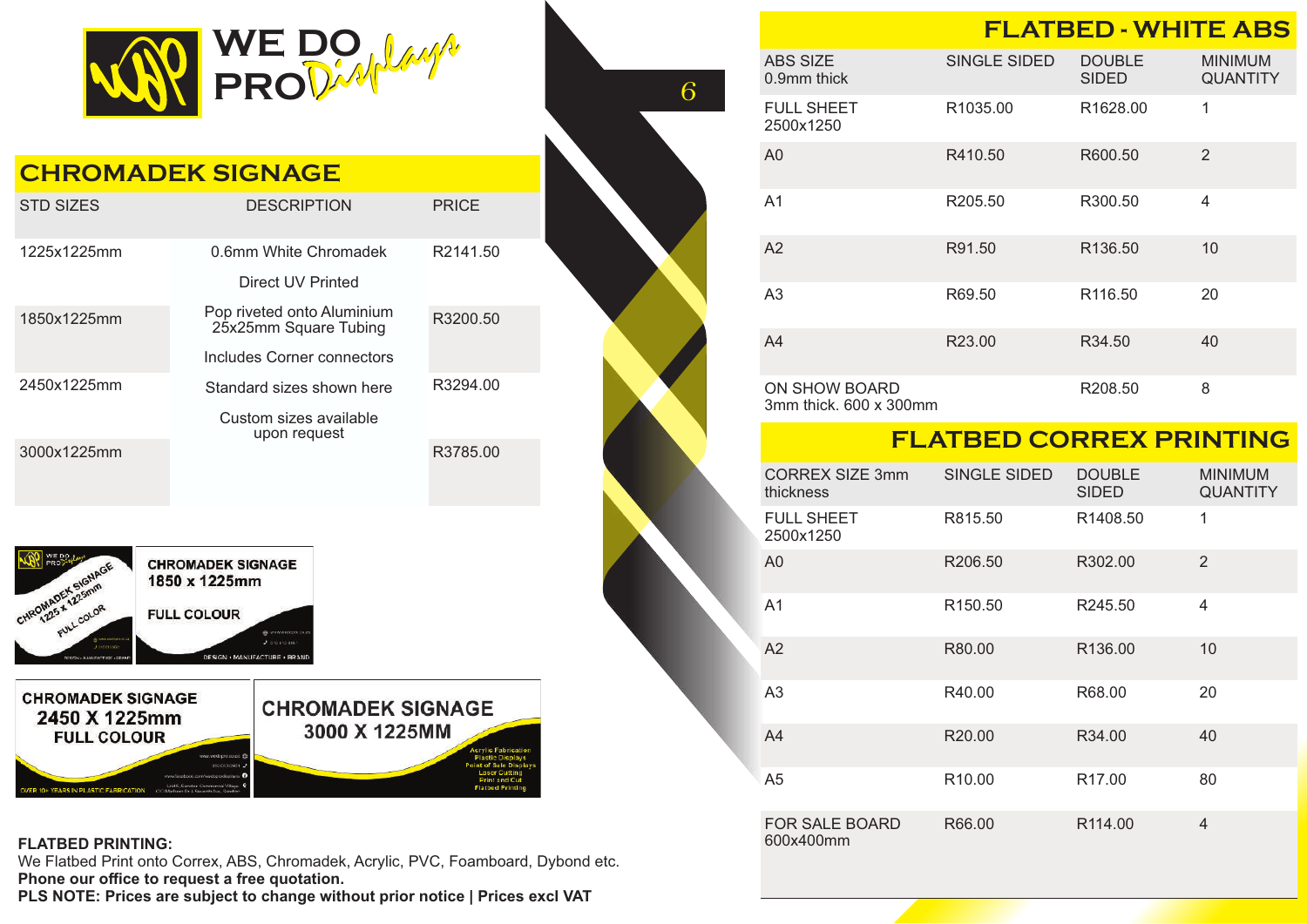# WE DO PRO Displays

## CHROMADEK SIGNAGE

| STD SIZES | DESCRIPTION | PRICE |
|---|---|---|
| 1225x1225mm | 0.6mm White Chromadek<br>Direct UV Printed | R2141.50 |
| 1850x1225mm | Pop riveted onto Aluminium 25x25mm Square Tubing<br>Includes Corner connectors | R3200.50 |
| 2450x1225mm | Standard sizes shown here<br>Custom sizes available upon request | R3294.00 |
| 3000x1225mm | | R3785.00 |

**FLATBED PRINTING:**
We Flatbed Print onto Correx, ABS, Chromadek, Acrylic, PVC, Foamboard, Dybond etc.
**Phone our office to request a free quotation.**
**PLS NOTE: Prices are subject to change without prior notice | Prices excl VAT**

## FLATBED - WHITE ABS

| ABS SIZE 0.9mm thick | SINGLE SIDED | DOUBLE SIDED | MINIMUM QUANTITY |
|---|---|---|---|
| FULL SHEET 2500x1250 | R1035.00 | R1628.00 | 1 |
| A0 | R410.50 | R600.50 | 2 |
| A1 | R205.50 | R300.50 | 4 |
| A2 | R91.50 | R136.50 | 10 |
| A3 | R69.50 | R116.50 | 20 |
| A4 | R23.00 | R34.50 | 40 |
| ON SHOW BOARD 3mm thick. 600 x 300mm | | R208.50 | 8 |

## FLATBED CORREX PRINTING

| CORREX SIZE 3mm thickness | SINGLE SIDED | DOUBLE SIDED | MINIMUM QUANTITY |
|---|---|---|---|
| FULL SHEET 2500x1250 | R815.50 | R1408.50 | 1 |
| A0 | R206.50 | R302.00 | 2 |
| A1 | R150.50 | R245.50 | 4 |
| A2 | R80.00 | R136.00 | 10 |
| A3 | R40.00 | R68.00 | 20 |
| A4 | R20.00 | R34.00 | 40 |
| A5 | R10.00 | R17.00 | 80 |
| FOR SALE BOARD 600x400mm | R66.00 | R114.00 | 4 |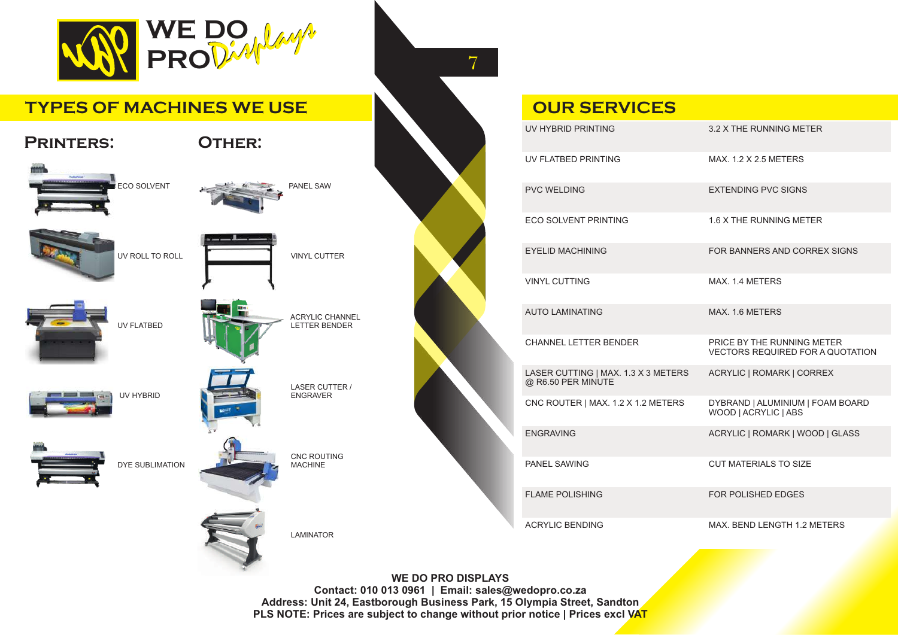# WE DO PRO Displays

## TYPES OF MACHINES WE USE

### PRINTERS:

- ECO SOLVENT
- UV ROLL TO ROLL
- UV FLATBED
- UV HYBRID
- DYE SUBLIMATION

### OTHER:

- PANEL SAW
- VINYL CUTTER
- ACRYLIC CHANNEL LETTER BENDER
- LASER CUTTER / ENGRAVER
- CNC ROUTING MACHINE
- LAMINATOR

## OUR SERVICES

| | |
|---|---|
| UV HYBRID PRINTING | 3.2 X THE RUNNING METER |
| UV FLATBED PRINTING | MAX. 1.2 X 2.5 METERS |
| PVC WELDING | EXTENDING PVC SIGNS |
| ECO SOLVENT PRINTING | 1.6 X THE RUNNING METER |
| EYELID MACHINING | FOR BANNERS AND CORREX SIGNS |
| VINYL CUTTING | MAX. 1.4 METERS |
| AUTO LAMINATING | MAX. 1.6 METERS |
| CHANNEL LETTER BENDER | PRICE BY THE RUNNING METER VECTORS REQUIRED FOR A QUOTATION |
| LASER CUTTING \| MAX. 1.3 X 3 METERS @ R6.50 PER MINUTE | ACRYLIC \| ROMARK \| CORREX |
| CNC ROUTER \| MAX. 1.2 X 1.2 METERS | DYBRAND \| ALUMINIUM \| FOAM BOARD WOOD \| ACRYLIC \| ABS |
| ENGRAVING | ACRYLIC \| ROMARK \| WOOD \| GLASS |
| PANEL SAWING | CUT MATERIALS TO SIZE |
| FLAME POLISHING | FOR POLISHED EDGES |
| ACRYLIC BENDING | MAX. BEND LENGTH 1.2 METERS |

**WE DO PRO DISPLAYS**
**Contact: 010 013 0961 | Email: sales@wedopro.co.za**
**Address: Unit 24, Eastborough Business Park, 15 Olympia Street, Sandton**
**PLS NOTE: Prices are subject to change without prior notice | Prices excl VAT**